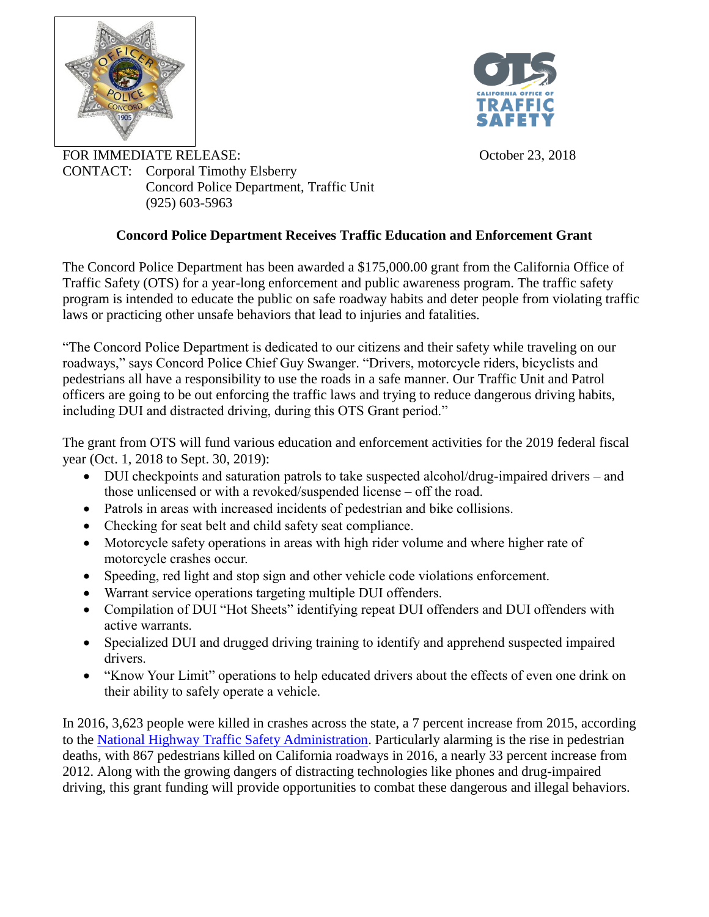FOR IMMEDIATE RELEASE: October 23, 2018

CONTACT: Corporal Timothy Elsberry
Concord Police Department, Traffic Unit
(925) 603-5963

**Concord Police Department Receives Traffic Education and Enforcement Grant**

The Concord Police Department has been awarded a $175,000.00 grant from the California Office of Traffic Safety (OTS) for a year-long enforcement and public awareness program. The traffic safety program is intended to educate the public on safe roadway habits and deter people from violating traffic laws or practicing other unsafe behaviors that lead to injuries and fatalities.

"The Concord Police Department is dedicated to our citizens and their safety while traveling on our roadways," says Concord Police Chief Guy Swanger. "Drivers, motorcycle riders, bicyclists and pedestrians all have a responsibility to use the roads in a safe manner. Our Traffic Unit and Patrol officers are going to be out enforcing the traffic laws and trying to reduce dangerous driving habits, including DUI and distracted driving, during this OTS Grant period."

The grant from OTS will fund various education and enforcement activities for the 2019 federal fiscal year (Oct. 1, 2018 to Sept. 30, 2019):

- DUI checkpoints and saturation patrols to take suspected alcohol/drug-impaired drivers – and those unlicensed or with a revoked/suspended license – off the road.
- Patrols in areas with increased incidents of pedestrian and bike collisions.
- Checking for seat belt and child safety seat compliance.
- Motorcycle safety operations in areas with high rider volume and where higher rate of motorcycle crashes occur.
- Speeding, red light and stop sign and other vehicle code violations enforcement.
- Warrant service operations targeting multiple DUI offenders.
- Compilation of DUI "Hot Sheets" identifying repeat DUI offenders and DUI offenders with active warrants.
- Specialized DUI and drugged driving training to identify and apprehend suspected impaired drivers.
- "Know Your Limit" operations to help educated drivers about the effects of even one drink on their ability to safely operate a vehicle.

In 2016, 3,623 people were killed in crashes across the state, a 7 percent increase from 2015, according to the National Highway Traffic Safety Administration. Particularly alarming is the rise in pedestrian deaths, with 867 pedestrians killed on California roadways in 2016, a nearly 33 percent increase from 2012. Along with the growing dangers of distracting technologies like phones and drug-impaired driving, this grant funding will provide opportunities to combat these dangerous and illegal behaviors.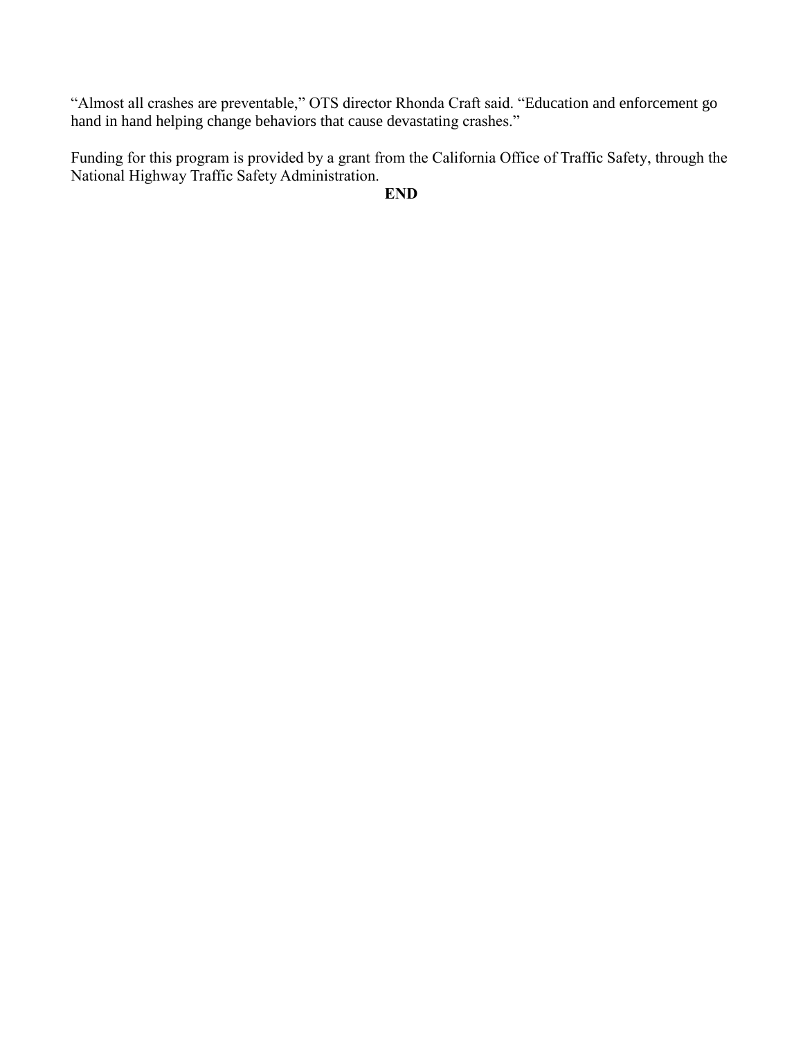"Almost all crashes are preventable," OTS director Rhonda Craft said. "Education and enforcement go hand in hand helping change behaviors that cause devastating crashes."

Funding for this program is provided by a grant from the California Office of Traffic Safety, through the National Highway Traffic Safety Administration.

**END**